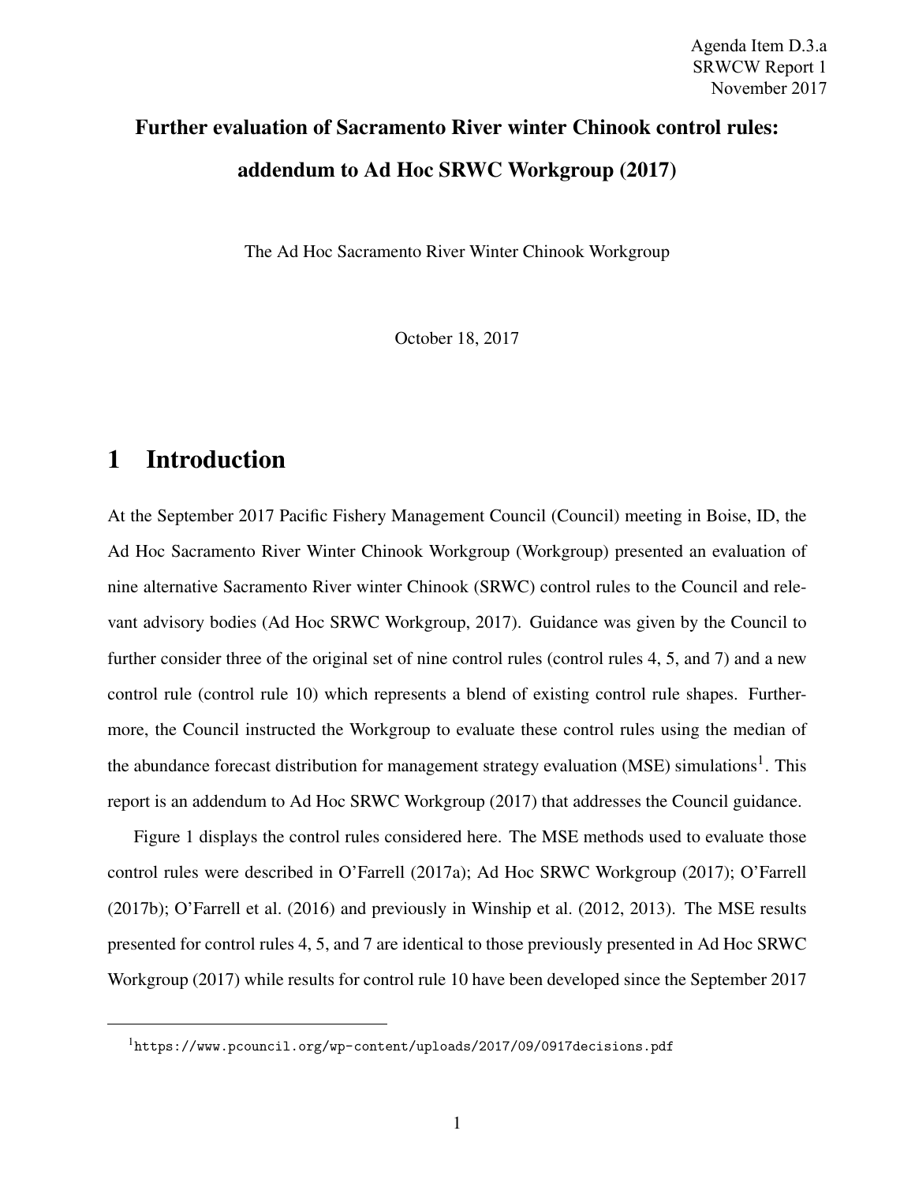Agenda Item D.3.a
SRWCW Report 1
November 2017

# Further evaluation of Sacramento River winter Chinook control rules: addendum to Ad Hoc SRWC Workgroup (2017)

The Ad Hoc Sacramento River Winter Chinook Workgroup

October 18, 2017

## 1 Introduction

At the September 2017 Pacific Fishery Management Council (Council) meeting in Boise, ID, the Ad Hoc Sacramento River Winter Chinook Workgroup (Workgroup) presented an evaluation of nine alternative Sacramento River winter Chinook (SRWC) control rules to the Council and relevant advisory bodies (Ad Hoc SRWC Workgroup, 2017). Guidance was given by the Council to further consider three of the original set of nine control rules (control rules 4, 5, and 7) and a new control rule (control rule 10) which represents a blend of existing control rule shapes. Furthermore, the Council instructed the Workgroup to evaluate these control rules using the median of the abundance forecast distribution for management strategy evaluation (MSE) simulations[1]. This report is an addendum to Ad Hoc SRWC Workgroup (2017) that addresses the Council guidance.

Figure 1 displays the control rules considered here. The MSE methods used to evaluate those control rules were described in O'Farrell (2017a); Ad Hoc SRWC Workgroup (2017); O'Farrell (2017b); O'Farrell et al. (2016) and previously in Winship et al. (2012, 2013). The MSE results presented for control rules 4, 5, and 7 are identical to those previously presented in Ad Hoc SRWC Workgroup (2017) while results for control rule 10 have been developed since the September 2017

[1] https://www.pcouncil.org/wp-content/uploads/2017/09/0917decisions.pdf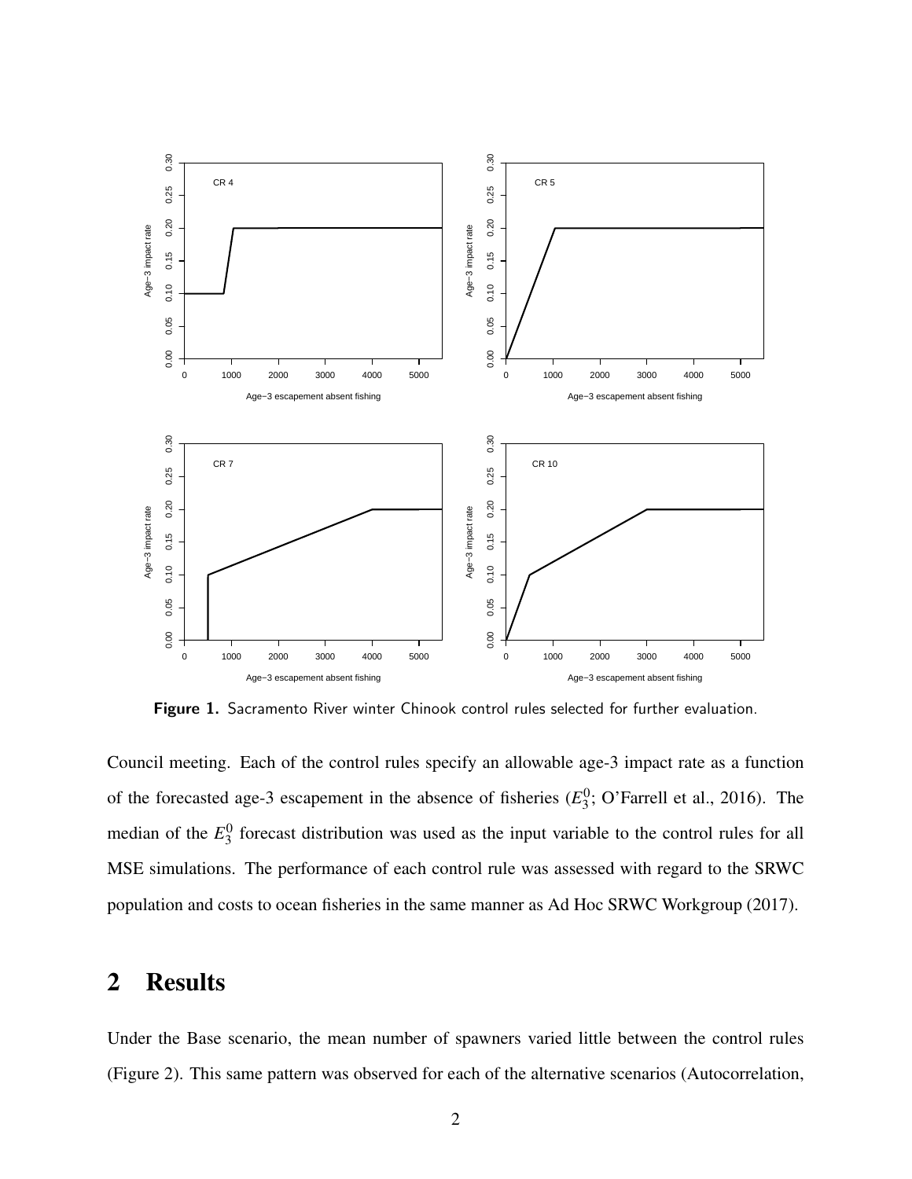**Figure 1.** Sacramento River winter Chinook control rules selected for further evaluation.

Council meeting. Each of the control rules specify an allowable age-3 impact rate as a function of the forecasted age-3 escapement in the absence of fisheries ($E_3^0$; O'Farrell et al., 2016). The median of the $E_3^0$ forecast distribution was used as the input variable to the control rules for all MSE simulations. The performance of each control rule was assessed with regard to the SRWC population and costs to ocean fisheries in the same manner as Ad Hoc SRWC Workgroup (2017).

## 2 Results

Under the Base scenario, the mean number of spawners varied little between the control rules (Figure 2). This same pattern was observed for each of the alternative scenarios (Autocorrelation,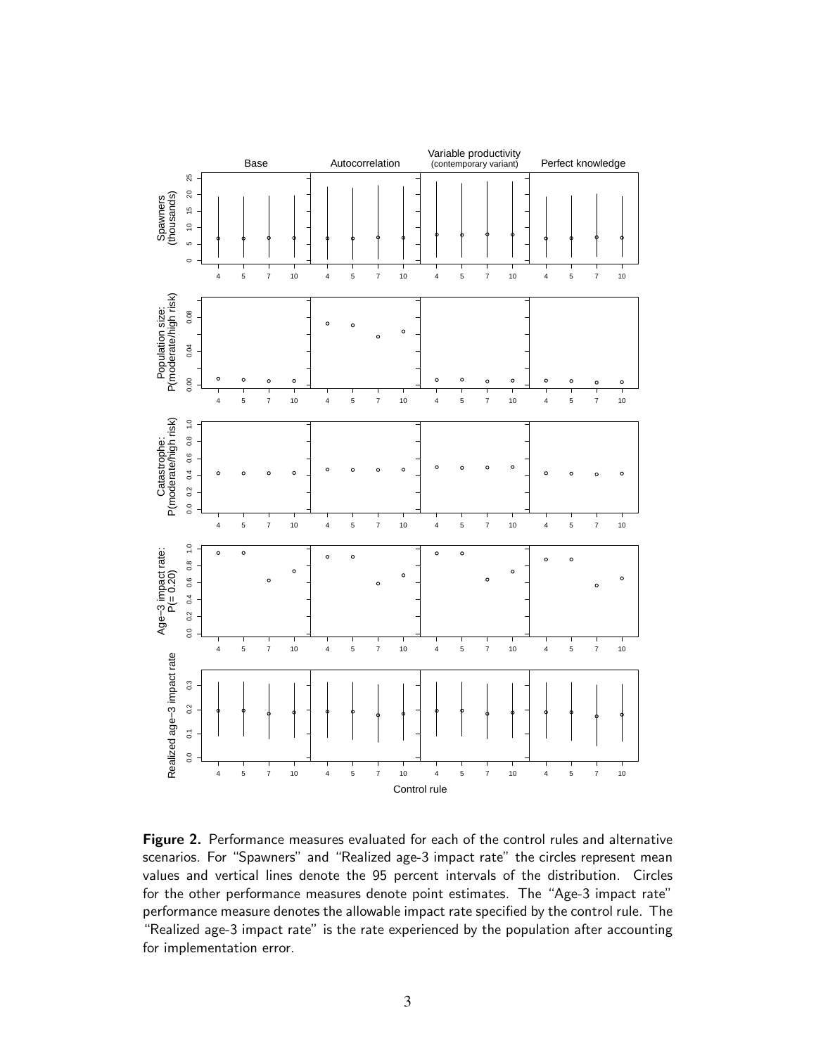**Figure 2.** Performance measures evaluated for each of the control rules and alternative scenarios. For "Spawners" and "Realized age-3 impact rate" the circles represent mean values and vertical lines denote the 95 percent intervals of the distribution. Circles for the other performance measures denote point estimates. The "Age-3 impact rate" performance measure denotes the allowable impact rate specified by the control rule. The "Realized age-3 impact rate" is the rate experienced by the population after accounting for implementation error.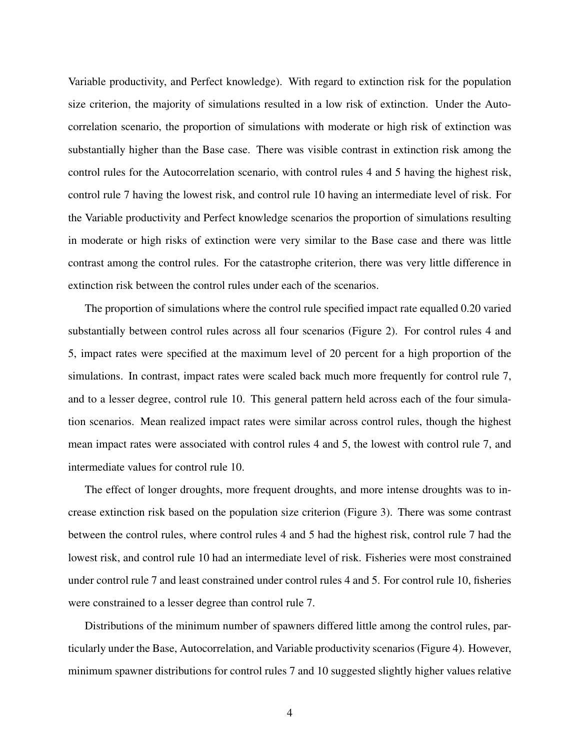Variable productivity, and Perfect knowledge). With regard to extinction risk for the population size criterion, the majority of simulations resulted in a low risk of extinction. Under the Autocorrelation scenario, the proportion of simulations with moderate or high risk of extinction was substantially higher than the Base case. There was visible contrast in extinction risk among the control rules for the Autocorrelation scenario, with control rules 4 and 5 having the highest risk, control rule 7 having the lowest risk, and control rule 10 having an intermediate level of risk. For the Variable productivity and Perfect knowledge scenarios the proportion of simulations resulting in moderate or high risks of extinction were very similar to the Base case and there was little contrast among the control rules. For the catastrophe criterion, there was very little difference in extinction risk between the control rules under each of the scenarios.

The proportion of simulations where the control rule specified impact rate equalled 0.20 varied substantially between control rules across all four scenarios (Figure 2). For control rules 4 and 5, impact rates were specified at the maximum level of 20 percent for a high proportion of the simulations. In contrast, impact rates were scaled back much more frequently for control rule 7, and to a lesser degree, control rule 10. This general pattern held across each of the four simulation scenarios. Mean realized impact rates were similar across control rules, though the highest mean impact rates were associated with control rules 4 and 5, the lowest with control rule 7, and intermediate values for control rule 10.

The effect of longer droughts, more frequent droughts, and more intense droughts was to increase extinction risk based on the population size criterion (Figure 3). There was some contrast between the control rules, where control rules 4 and 5 had the highest risk, control rule 7 had the lowest risk, and control rule 10 had an intermediate level of risk. Fisheries were most constrained under control rule 7 and least constrained under control rules 4 and 5. For control rule 10, fisheries were constrained to a lesser degree than control rule 7.

Distributions of the minimum number of spawners differed little among the control rules, particularly under the Base, Autocorrelation, and Variable productivity scenarios (Figure 4). However, minimum spawner distributions for control rules 7 and 10 suggested slightly higher values relative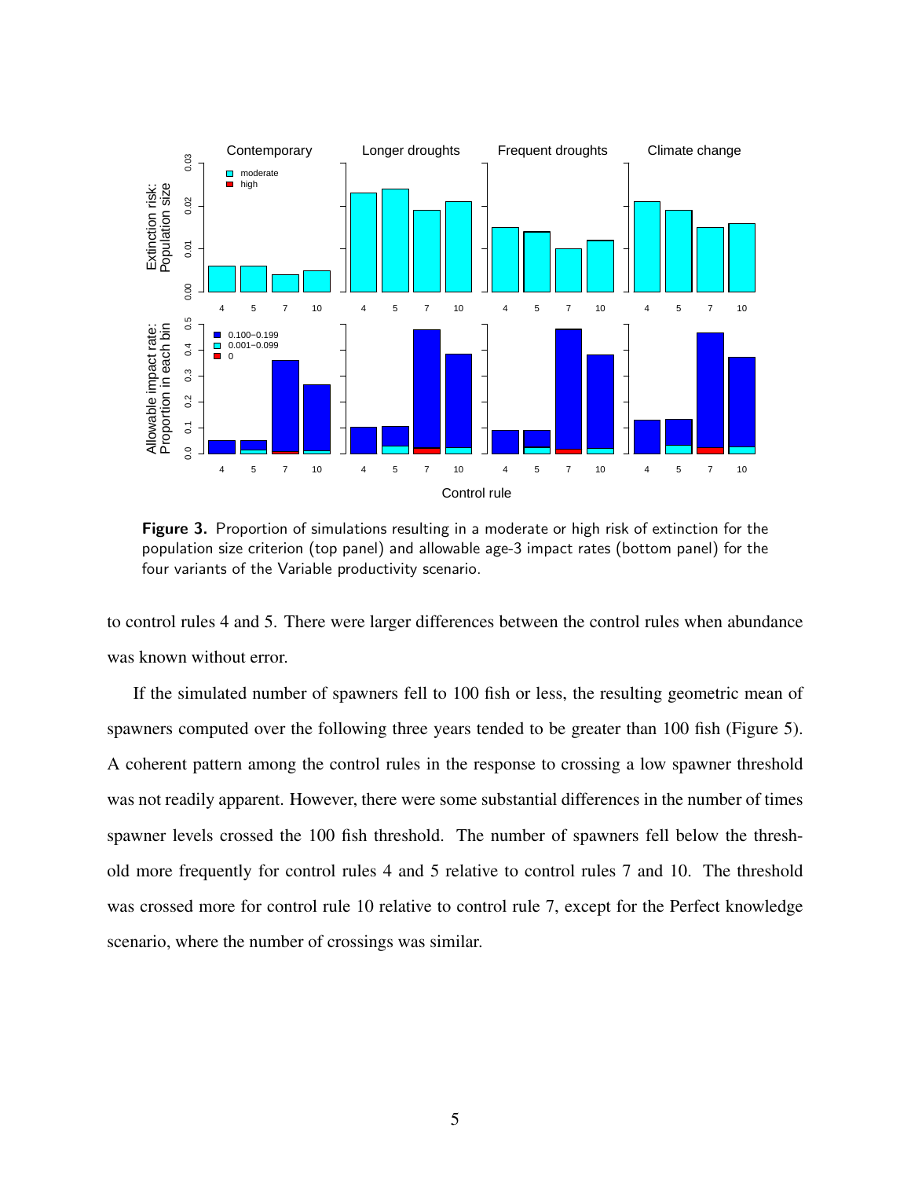**Figure 3.** Proportion of simulations resulting in a moderate or high risk of extinction for the population size criterion (top panel) and allowable age-3 impact rates (bottom panel) for the four variants of the Variable productivity scenario.

to control rules 4 and 5. There were larger differences between the control rules when abundance was known without error.

If the simulated number of spawners fell to 100 fish or less, the resulting geometric mean of spawners computed over the following three years tended to be greater than 100 fish (Figure 5). A coherent pattern among the control rules in the response to crossing a low spawner threshold was not readily apparent. However, there were some substantial differences in the number of times spawner levels crossed the 100 fish threshold. The number of spawners fell below the threshold more frequently for control rules 4 and 5 relative to control rules 7 and 10. The threshold was crossed more for control rule 10 relative to control rule 7, except for the Perfect knowledge scenario, where the number of crossings was similar.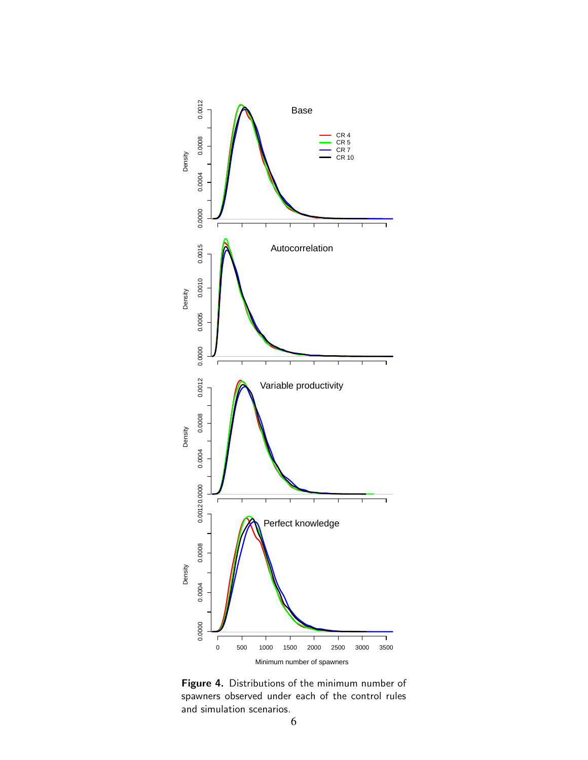**Figure 4.** Distributions of the minimum number of spawners observed under each of the control rules and simulation scenarios.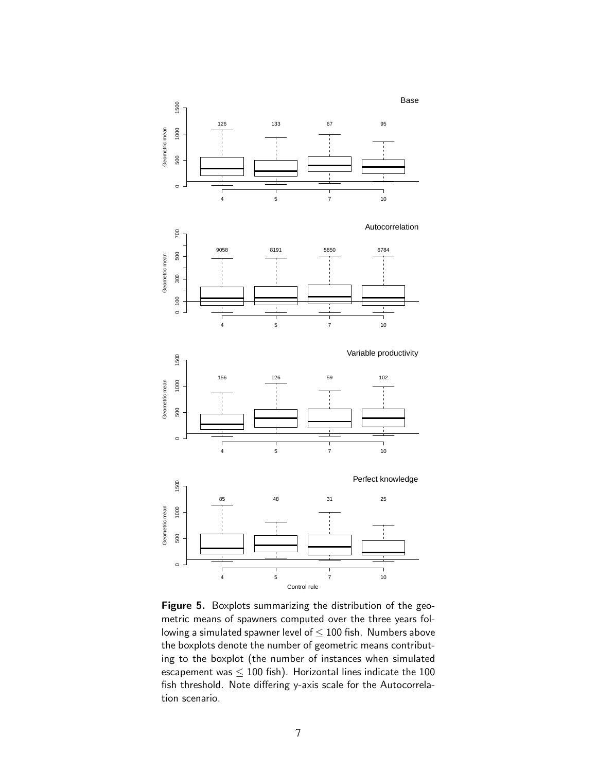**Figure 5.** Boxplots summarizing the distribution of the geometric means of spawners computed over the three years following a simulated spawner level of $\leq 100$ fish. Numbers above the boxplots denote the number of geometric means contributing to the boxplot (the number of instances when simulated escapement was $\leq 100$ fish). Horizontal lines indicate the 100 fish threshold. Note differing y-axis scale for the Autocorrelation scenario.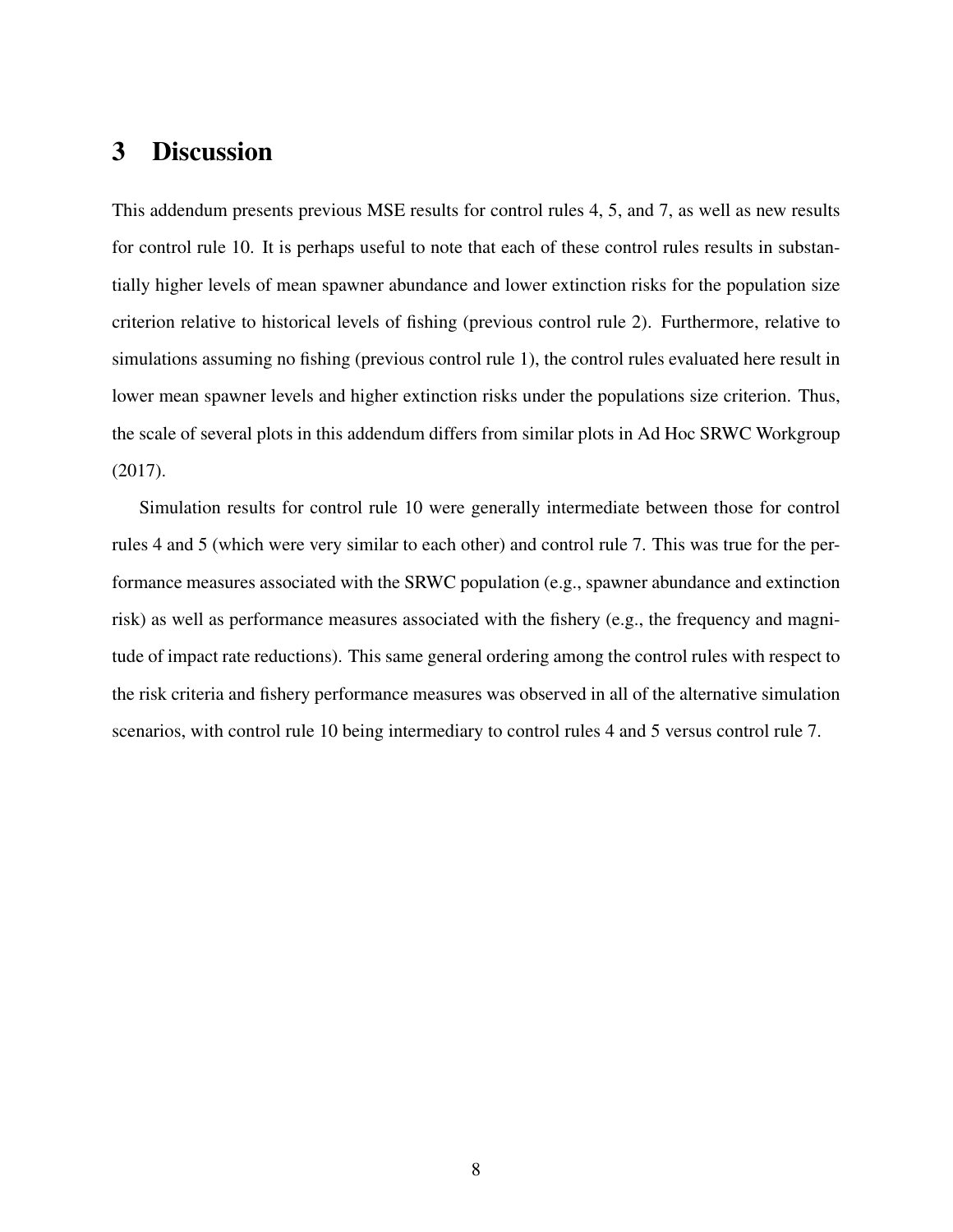# 3 Discussion

This addendum presents previous MSE results for control rules 4, 5, and 7, as well as new results for control rule 10. It is perhaps useful to note that each of these control rules results in substantially higher levels of mean spawner abundance and lower extinction risks for the population size criterion relative to historical levels of fishing (previous control rule 2). Furthermore, relative to simulations assuming no fishing (previous control rule 1), the control rules evaluated here result in lower mean spawner levels and higher extinction risks under the populations size criterion. Thus, the scale of several plots in this addendum differs from similar plots in Ad Hoc SRWC Workgroup (2017).

Simulation results for control rule 10 were generally intermediate between those for control rules 4 and 5 (which were very similar to each other) and control rule 7. This was true for the performance measures associated with the SRWC population (e.g., spawner abundance and extinction risk) as well as performance measures associated with the fishery (e.g., the frequency and magnitude of impact rate reductions). This same general ordering among the control rules with respect to the risk criteria and fishery performance measures was observed in all of the alternative simulation scenarios, with control rule 10 being intermediary to control rules 4 and 5 versus control rule 7.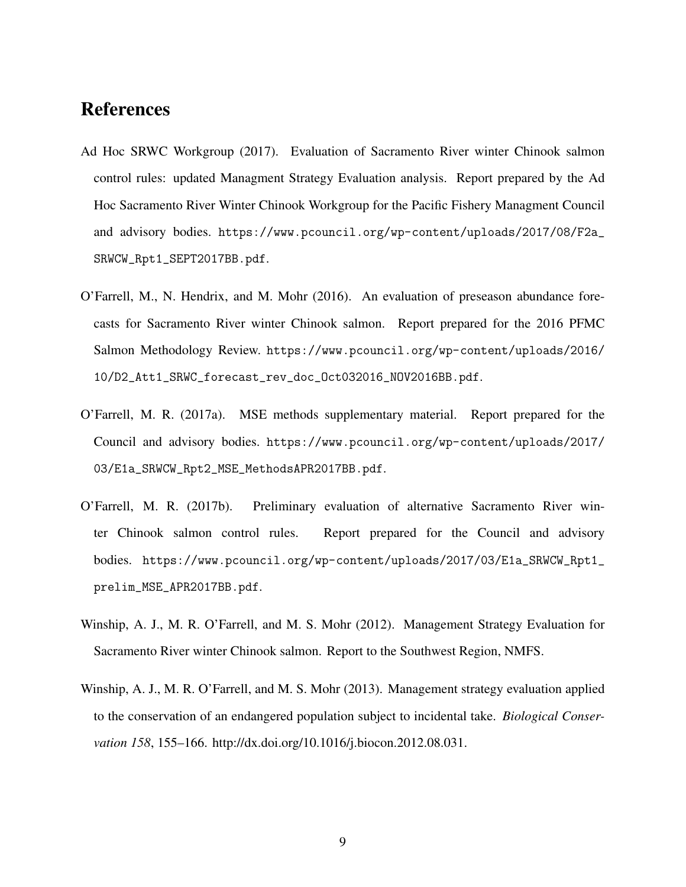## References

Ad Hoc SRWC Workgroup (2017). Evaluation of Sacramento River winter Chinook salmon control rules: updated Managment Strategy Evaluation analysis. Report prepared by the Ad Hoc Sacramento River Winter Chinook Workgroup for the Pacific Fishery Managment Council and advisory bodies. https://www.pcouncil.org/wp-content/uploads/2017/08/F2a_SRWCW_Rpt1_SEPT2017BB.pdf.

O'Farrell, M., N. Hendrix, and M. Mohr (2016). An evaluation of preseason abundance forecasts for Sacramento River winter Chinook salmon. Report prepared for the 2016 PFMC Salmon Methodology Review. https://www.pcouncil.org/wp-content/uploads/2016/10/D2_Att1_SRWC_forecast_rev_doc_Oct032016_NOV2016BB.pdf.

O'Farrell, M. R. (2017a). MSE methods supplementary material. Report prepared for the Council and advisory bodies. https://www.pcouncil.org/wp-content/uploads/2017/03/E1a_SRWCW_Rpt2_MSE_MethodsAPR2017BB.pdf.

O'Farrell, M. R. (2017b). Preliminary evaluation of alternative Sacramento River winter Chinook salmon control rules. Report prepared for the Council and advisory bodies. https://www.pcouncil.org/wp-content/uploads/2017/03/E1a_SRWCW_Rpt1_prelim_MSE_APR2017BB.pdf.

Winship, A. J., M. R. O'Farrell, and M. S. Mohr (2012). Management Strategy Evaluation for Sacramento River winter Chinook salmon. Report to the Southwest Region, NMFS.

Winship, A. J., M. R. O'Farrell, and M. S. Mohr (2013). Management strategy evaluation applied to the conservation of an endangered population subject to incidental take. *Biological Conservation 158*, 155–166. http://dx.doi.org/10.1016/j.biocon.2012.08.031.